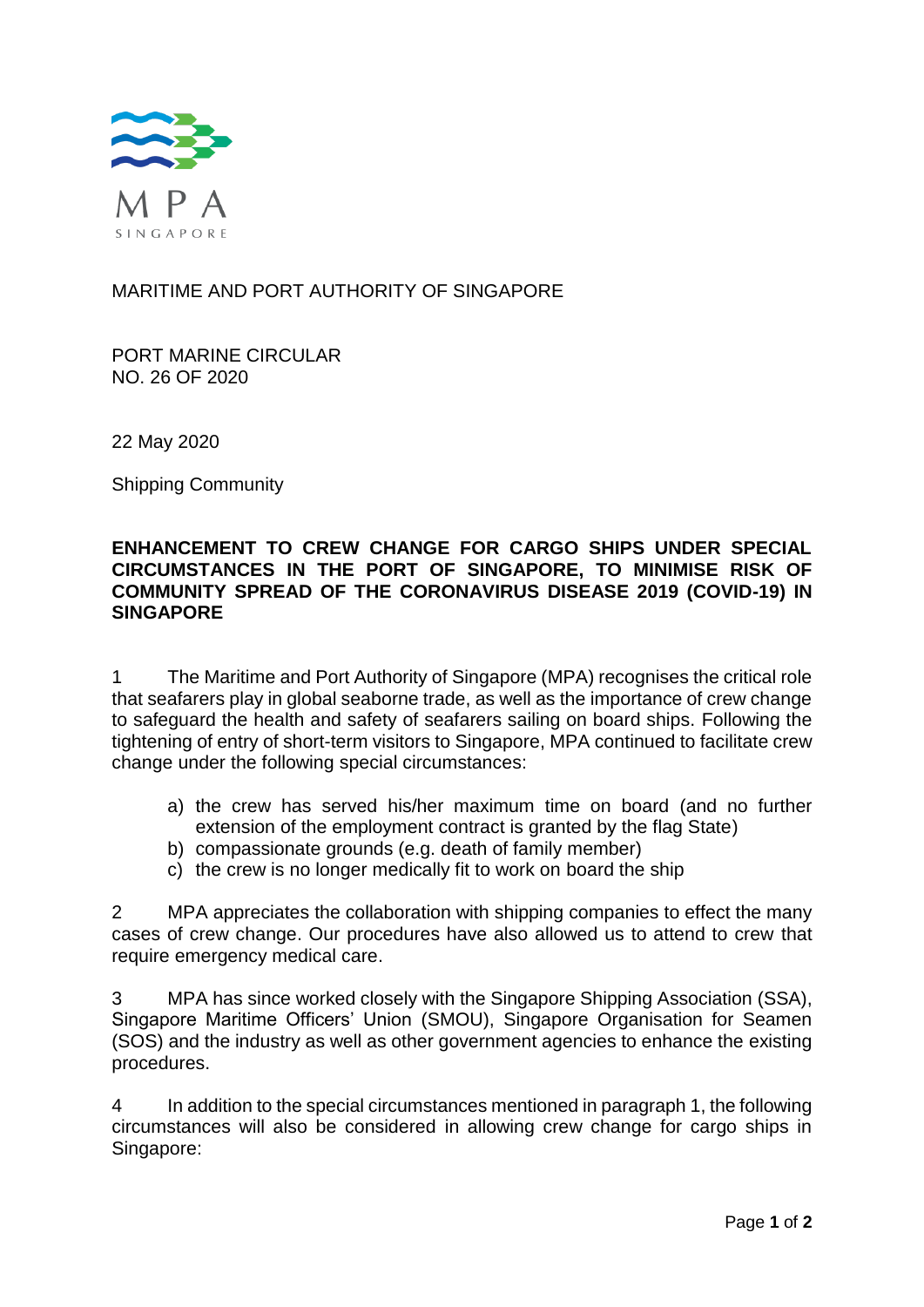MPA SINGAPORE

MARITIME AND PORT AUTHORITY OF SINGAPORE

PORT MARINE CIRCULAR
NO. 26 OF 2020

22 May 2020

Shipping Community

**ENHANCEMENT TO CREW CHANGE FOR CARGO SHIPS UNDER SPECIAL CIRCUMSTANCES IN THE PORT OF SINGAPORE, TO MINIMISE RISK OF COMMUNITY SPREAD OF THE CORONAVIRUS DISEASE 2019 (COVID-19) IN SINGAPORE**

1 The Maritime and Port Authority of Singapore (MPA) recognises the critical role that seafarers play in global seaborne trade, as well as the importance of crew change to safeguard the health and safety of seafarers sailing on board ships. Following the tightening of entry of short-term visitors to Singapore, MPA continued to facilitate crew change under the following special circumstances:

a) the crew has served his/her maximum time on board (and no further extension of the employment contract is granted by the flag State)
b) compassionate grounds (e.g. death of family member)
c) the crew is no longer medically fit to work on board the ship

2 MPA appreciates the collaboration with shipping companies to effect the many cases of crew change. Our procedures have also allowed us to attend to crew that require emergency medical care.

3 MPA has since worked closely with the Singapore Shipping Association (SSA), Singapore Maritime Officers' Union (SMOU), Singapore Organisation for Seamen (SOS) and the industry as well as other government agencies to enhance the existing procedures.

4 In addition to the special circumstances mentioned in paragraph 1, the following circumstances will also be considered in allowing crew change for cargo ships in Singapore: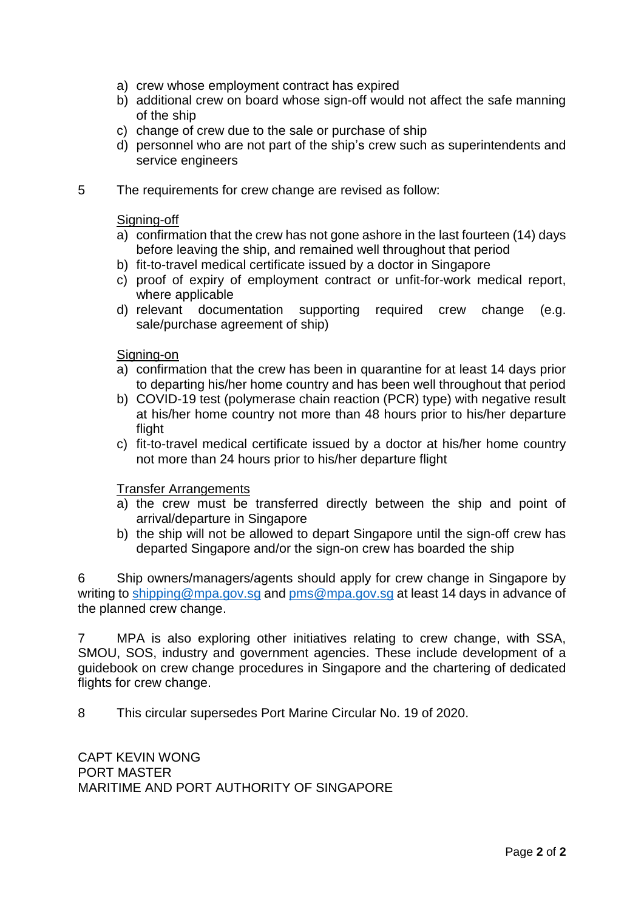a) crew whose employment contract has expired
b) additional crew on board whose sign-off would not affect the safe manning of the ship
c) change of crew due to the sale or purchase of ship
d) personnel who are not part of the ship's crew such as superintendents and service engineers

5 The requirements for crew change are revised as follow:

<u>Signing-off</u>

a) confirmation that the crew has not gone ashore in the last fourteen (14) days before leaving the ship, and remained well throughout that period
b) fit-to-travel medical certificate issued by a doctor in Singapore
c) proof of expiry of employment contract or unfit-for-work medical report, where applicable
d) relevant documentation supporting required crew change (e.g. sale/purchase agreement of ship)

<u>Signing-on</u>

a) confirmation that the crew has been in quarantine for at least 14 days prior to departing his/her home country and has been well throughout that period
b) COVID-19 test (polymerase chain reaction (PCR) type) with negative result at his/her home country not more than 48 hours prior to his/her departure flight
c) fit-to-travel medical certificate issued by a doctor at his/her home country not more than 24 hours prior to his/her departure flight

<u>Transfer Arrangements</u>

a) the crew must be transferred directly between the ship and point of arrival/departure in Singapore
b) the ship will not be allowed to depart Singapore until the sign-off crew has departed Singapore and/or the sign-on crew has boarded the ship

6 Ship owners/managers/agents should apply for crew change in Singapore by writing to shipping@mpa.gov.sg and pms@mpa.gov.sg at least 14 days in advance of the planned crew change.

7 MPA is also exploring other initiatives relating to crew change, with SSA, SMOU, SOS, industry and government agencies. These include development of a guidebook on crew change procedures in Singapore and the chartering of dedicated flights for crew change.

8 This circular supersedes Port Marine Circular No. 19 of 2020.

CAPT KEVIN WONG
PORT MASTER
MARITIME AND PORT AUTHORITY OF SINGAPORE